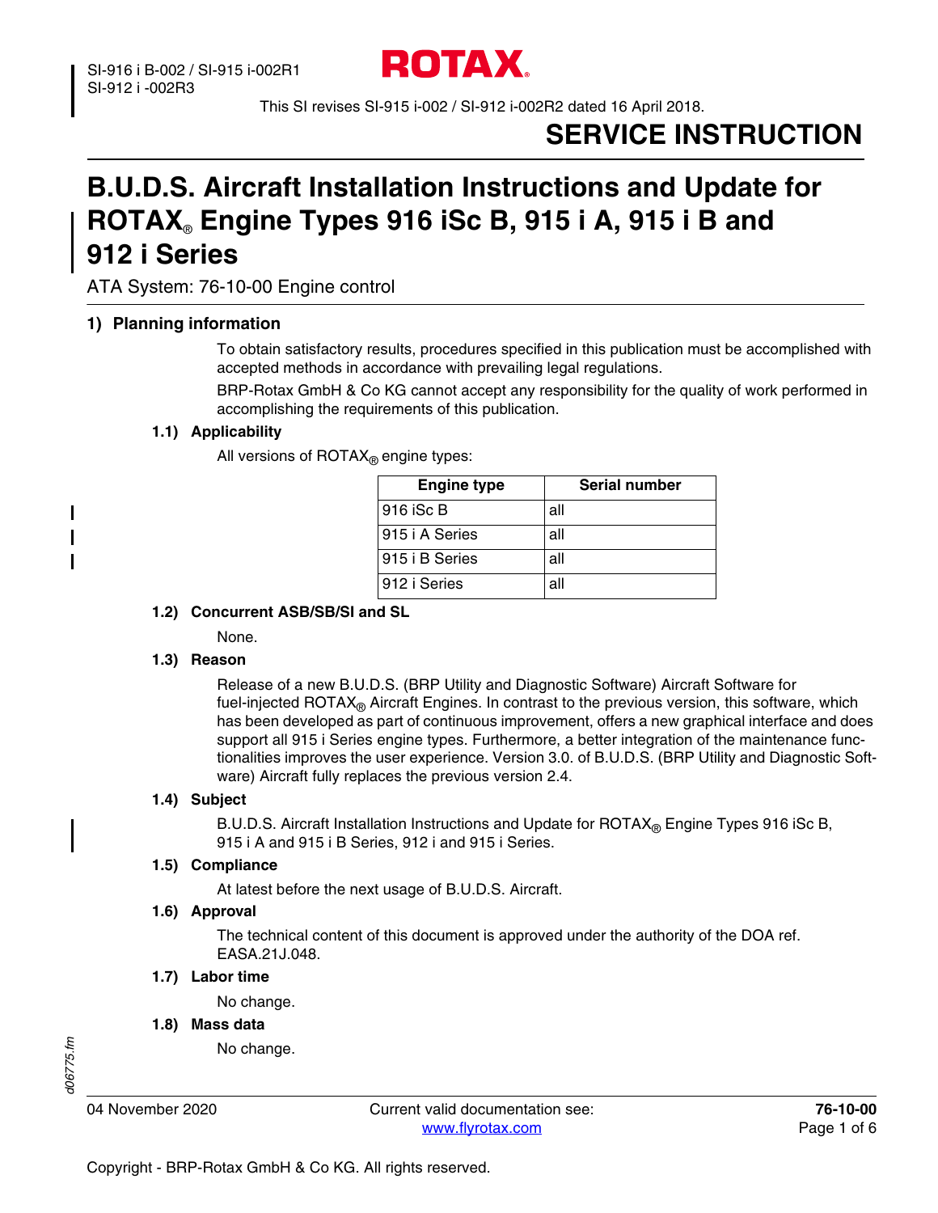SI-916 i B-002 / SI-915 i-002R1
SI-912 i -002R3

ROTAX®

This SI revises SI-915 i-002 / SI-912 i-002R2 dated 16 April 2018.

# SERVICE INSTRUCTION

# B.U.D.S. Aircraft Installation Instructions and Update for ROTAX® Engine Types 916 iSc B, 915 i A, 915 i B and 912 i Series

ATA System: 76-10-00 Engine control

## 1) Planning information

To obtain satisfactory results, procedures specified in this publication must be accomplished with accepted methods in accordance with prevailing legal regulations.

BRP-Rotax GmbH & Co KG cannot accept any responsibility for the quality of work performed in accomplishing the requirements of this publication.

### 1.1) Applicability

All versions of ROTAX® engine types:

| Engine type | Serial number |
| --- | --- |
| 916 iSc B | all |
| 915 i A Series | all |
| 915 i B Series | all |
| 912 i Series | all |

### 1.2) Concurrent ASB/SB/SI and SL

None.

### 1.3) Reason

Release of a new B.U.D.S. (BRP Utility and Diagnostic Software) Aircraft Software for fuel-injected ROTAX® Aircraft Engines. In contrast to the previous version, this software, which has been developed as part of continuous improvement, offers a new graphical interface and does support all 915 i Series engine types. Furthermore, a better integration of the maintenance functionalities improves the user experience. Version 3.0. of B.U.D.S. (BRP Utility and Diagnostic Software) Aircraft fully replaces the previous version 2.4.

### 1.4) Subject

B.U.D.S. Aircraft Installation Instructions and Update for ROTAX® Engine Types 916 iSc B, 915 i A and 915 i B Series, 912 i and 915 i Series.

### 1.5) Compliance

At latest before the next usage of B.U.D.S. Aircraft.

### 1.6) Approval

The technical content of this document is approved under the authority of the DOA ref. EASA.21J.048.

### 1.7) Labor time

No change.

### 1.8) Mass data

No change.

04 November 2020 — Current valid documentation see: www.flyrotax.com — 76-10-00

Copyright - BRP-Rotax GmbH & Co KG. All rights reserved.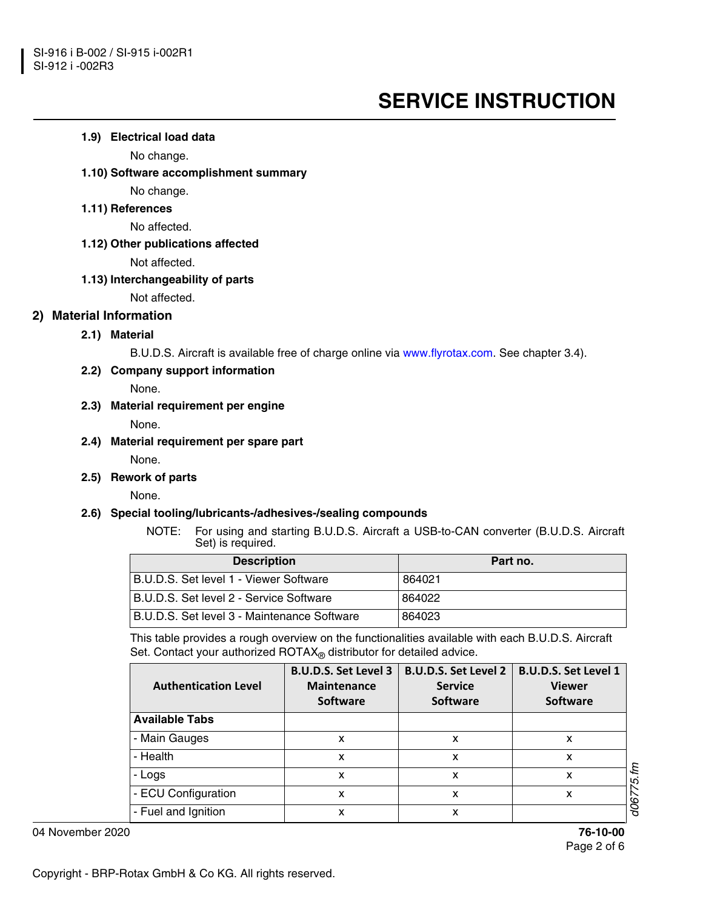**1.9) Electrical load data**

No change.

**1.10) Software accomplishment summary**

No change.

**1.11) References**

No affected.

**1.12) Other publications affected**

Not affected.

**1.13) Interchangeability of parts**

Not affected.

## 2) Material Information

**2.1) Material**

B.U.D.S. Aircraft is available free of charge online via www.flyrotax.com. See chapter 3.4).

**2.2) Company support information**

None.

**2.3) Material requirement per engine**

None.

**2.4) Material requirement per spare part**

None.

**2.5) Rework of parts**

None.

**2.6) Special tooling/lubricants-/adhesives-/sealing compounds**

NOTE: For using and starting B.U.D.S. Aircraft a USB-to-CAN converter (B.U.D.S. Aircraft Set) is required.

| Description | Part no. |
|---|---|
| B.U.D.S. Set level 1 - Viewer Software | 864021 |
| B.U.D.S. Set level 2 - Service Software | 864022 |
| B.U.D.S. Set level 3 - Maintenance Software | 864023 |

This table provides a rough overview on the functionalities available with each B.U.D.S. Aircraft Set. Contact your authorized ROTAX® distributor for detailed advice.

| Authentication Level | B.U.D.S. Set Level 3 Maintenance Software | B.U.D.S. Set Level 2 Service Software | B.U.D.S. Set Level 1 Viewer Software |
|---|---|---|---|
| **Available Tabs** | | | |
| - Main Gauges | x | x | x |
| - Health | x | x | x |
| - Logs | x | x | x |
| - ECU Configuration | x | x | x |
| - Fuel and Ignition | x | x | |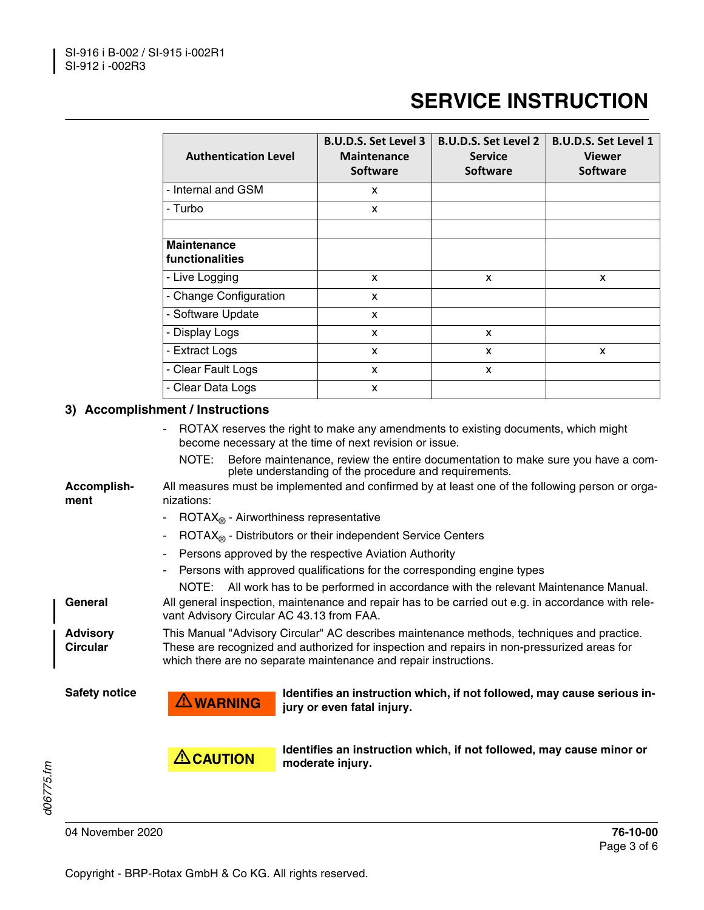| Authentication Level | B.U.D.S. Set Level 3 Maintenance Software | B.U.D.S. Set Level 2 Service Software | B.U.D.S. Set Level 1 Viewer Software |
|---|---|---|---|
| - Internal and GSM | x | | |
| - Turbo | x | | |
| | | | |
| **Maintenance functionalities** | | | |
| - Live Logging | x | x | x |
| - Change Configuration | x | | |
| - Software Update | x | | |
| - Display Logs | x | x | |
| - Extract Logs | x | x | x |
| - Clear Fault Logs | x | x | |
| - Clear Data Logs | x | | |

## 3) Accomplishment / Instructions

- ROTAX reserves the right to make any amendments to existing documents, which might become necessary at the time of next revision or issue.

  NOTE: Before maintenance, review the entire documentation to make sure you have a complete understanding of the procedure and requirements.

**Accomplishment** All measures must be implemented and confirmed by at least one of the following person or organizations:

- ROTAX® - Airworthiness representative
- ROTAX® - Distributors or their independent Service Centers
- Persons approved by the respective Aviation Authority
- Persons with approved qualifications for the corresponding engine types

  NOTE: All work has to be performed in accordance with the relevant Maintenance Manual.

**General** All general inspection, maintenance and repair has to be carried out e.g. in accordance with relevant Advisory Circular AC 43.13 from FAA.

**Advisory Circular** This Manual "Advisory Circular" AC describes maintenance methods, techniques and practice. These are recognized and authorized for inspection and repairs in non-pressurized areas for which there are no separate maintenance and repair instructions.

**Safety notice**

**⚠ WARNING** **Identifies an instruction which, if not followed, may cause serious injury or even fatal injury.**

**⚠ CAUTION** **Identifies an instruction which, if not followed, may cause minor or moderate injury.**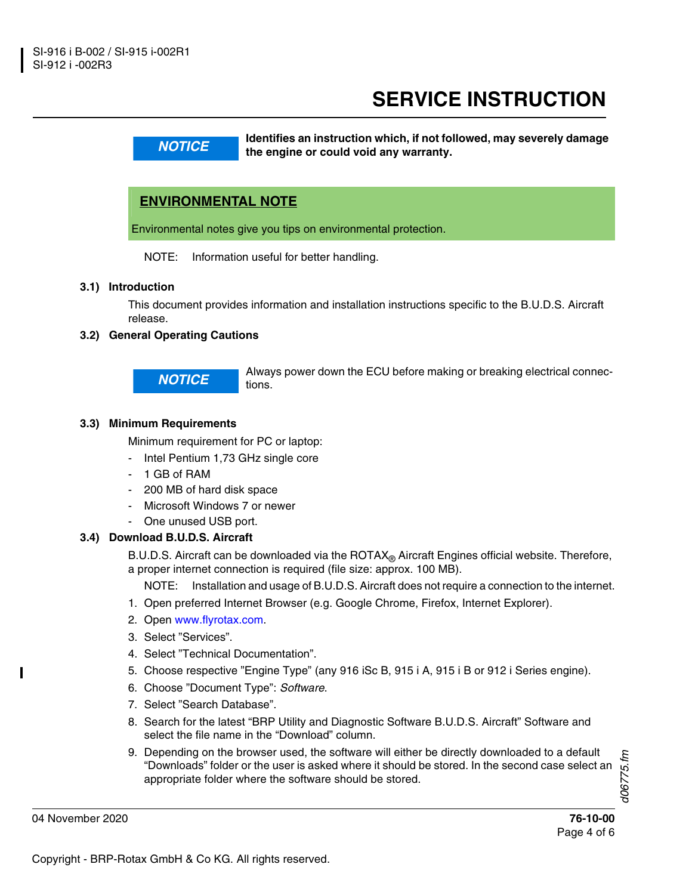**NOTICE** Identifies an instruction which, if not followed, may severely damage the engine or could void any warranty.

**ENVIRONMENTAL NOTE**

Environmental notes give you tips on environmental protection.

NOTE: Information useful for better handling.

### 3.1) Introduction

This document provides information and installation instructions specific to the B.U.D.S. Aircraft release.

### 3.2) General Operating Cautions

**NOTICE** Always power down the ECU before making or breaking electrical connections.

### 3.3) Minimum Requirements

Minimum requirement for PC or laptop:

- Intel Pentium 1,73 GHz single core
- 1 GB of RAM
- 200 MB of hard disk space
- Microsoft Windows 7 or newer
- One unused USB port.

### 3.4) Download B.U.D.S. Aircraft

B.U.D.S. Aircraft can be downloaded via the ROTAX® Aircraft Engines official website. Therefore, a proper internet connection is required (file size: approx. 100 MB).

NOTE: Installation and usage of B.U.D.S. Aircraft does not require a connection to the internet.

1. Open preferred Internet Browser (e.g. Google Chrome, Firefox, Internet Explorer).
2. Open www.flyrotax.com.
3. Select ”Services”.
4. Select ”Technical Documentation”.
5. Choose respective ”Engine Type” (any 916 iSc B, 915 i A, 915 i B or 912 i Series engine).
6. Choose ”Document Type”: *Software*.
7. Select ”Search Database”.
8. Search for the latest “BRP Utility and Diagnostic Software B.U.D.S. Aircraft” Software and select the file name in the “Download” column.
9. Depending on the browser used, the software will either be directly downloaded to a default “Downloads” folder or the user is asked where it should be stored. In the second case select an appropriate folder where the software should be stored.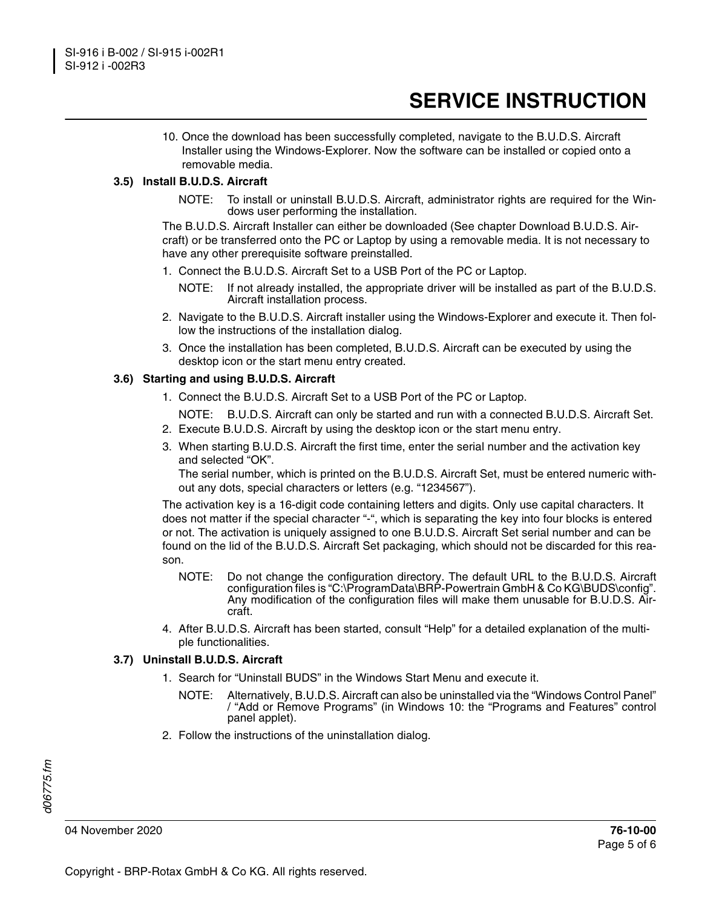10. Once the download has been successfully completed, navigate to the B.U.D.S. Aircraft Installer using the Windows-Explorer. Now the software can be installed or copied onto a removable media.

### 3.5) Install B.U.D.S. Aircraft

NOTE: To install or uninstall B.U.D.S. Aircraft, administrator rights are required for the Windows user performing the installation.

The B.U.D.S. Aircraft Installer can either be downloaded (See chapter Download B.U.D.S. Aircraft) or be transferred onto the PC or Laptop by using a removable media. It is not necessary to have any other prerequisite software preinstalled.

1. Connect the B.U.D.S. Aircraft Set to a USB Port of the PC or Laptop.

   NOTE: If not already installed, the appropriate driver will be installed as part of the B.U.D.S. Aircraft installation process.

2. Navigate to the B.U.D.S. Aircraft installer using the Windows-Explorer and execute it. Then follow the instructions of the installation dialog.
3. Once the installation has been completed, B.U.D.S. Aircraft can be executed by using the desktop icon or the start menu entry created.

### 3.6) Starting and using B.U.D.S. Aircraft

1. Connect the B.U.D.S. Aircraft Set to a USB Port of the PC or Laptop.

   NOTE: B.U.D.S. Aircraft can only be started and run with a connected B.U.D.S. Aircraft Set.

2. Execute B.U.D.S. Aircraft by using the desktop icon or the start menu entry.
3. When starting B.U.D.S. Aircraft the first time, enter the serial number and the activation key and selected "OK".
   The serial number, which is printed on the B.U.D.S. Aircraft Set, must be entered numeric without any dots, special characters or letters (e.g. "1234567").

The activation key is a 16-digit code containing letters and digits. Only use capital characters. It does not matter if the special character "-", which is separating the key into four blocks is entered or not. The activation is uniquely assigned to one B.U.D.S. Aircraft Set serial number and can be found on the lid of the B.U.D.S. Aircraft Set packaging, which should not be discarded for this reason.

NOTE: Do not change the configuration directory. The default URL to the B.U.D.S. Aircraft configuration files is "C:\ProgramData\BRP-Powertrain GmbH & Co KG\BUDS\config". Any modification of the configuration files will make them unusable for B.U.D.S. Aircraft.

4. After B.U.D.S. Aircraft has been started, consult "Help" for a detailed explanation of the multiple functionalities.

### 3.7) Uninstall B.U.D.S. Aircraft

1. Search for "Uninstall BUDS" in the Windows Start Menu and execute it.

   NOTE: Alternatively, B.U.D.S. Aircraft can also be uninstalled via the "Windows Control Panel" / "Add or Remove Programs" (in Windows 10: the "Programs and Features" control panel applet).

2. Follow the instructions of the uninstallation dialog.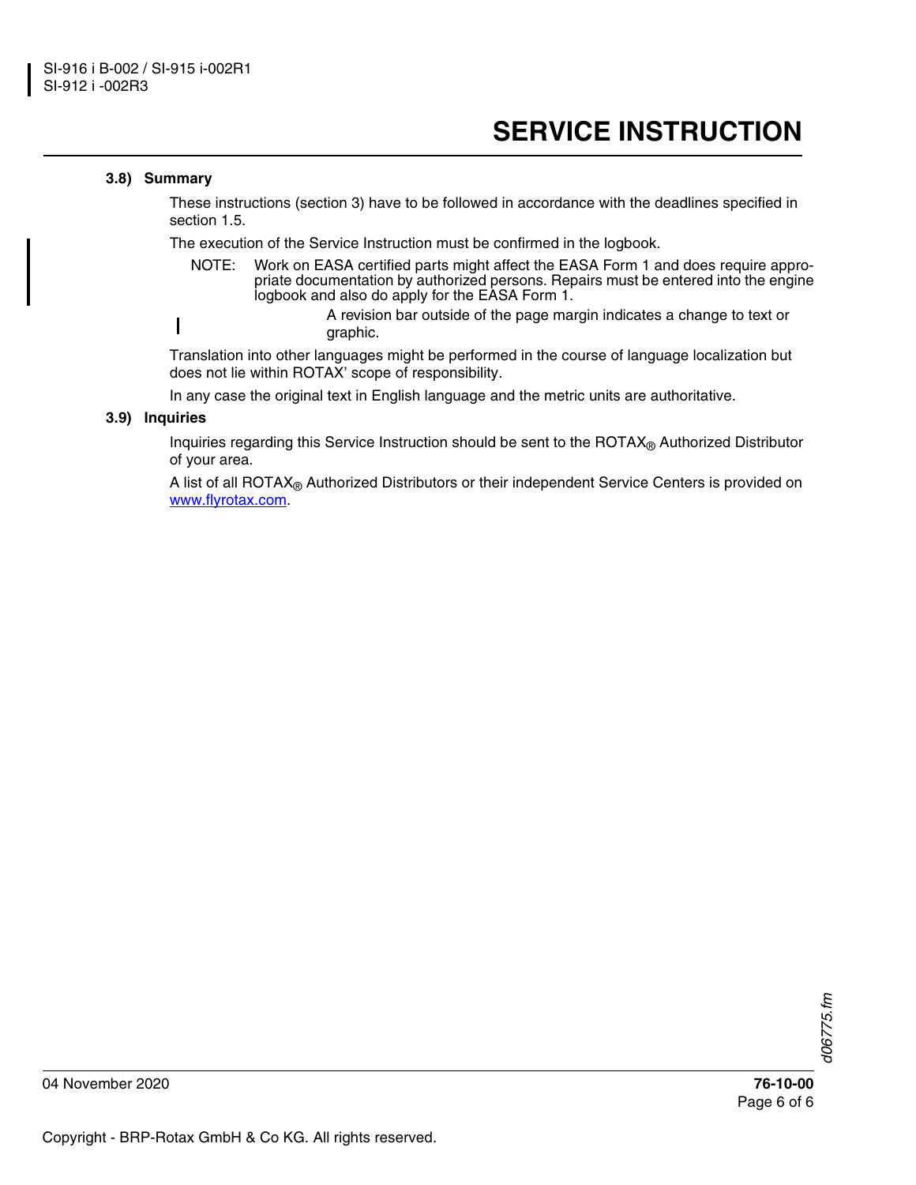### 3.8) Summary

These instructions (section 3) have to be followed in accordance with the deadlines specified in section 1.5.

The execution of the Service Instruction must be confirmed in the logbook.

NOTE: Work on EASA certified parts might affect the EASA Form 1 and does require appropriate documentation by authorized persons. Repairs must be entered into the engine logbook and also do apply for the EASA Form 1.

A revision bar outside of the page margin indicates a change to text or graphic.

Translation into other languages might be performed in the course of language localization but does not lie within ROTAX' scope of responsibility.

In any case the original text in English language and the metric units are authoritative.

### 3.9) Inquiries

Inquiries regarding this Service Instruction should be sent to the ROTAX® Authorized Distributor of your area.

A list of all ROTAX® Authorized Distributors or their independent Service Centers is provided on www.flyrotax.com.